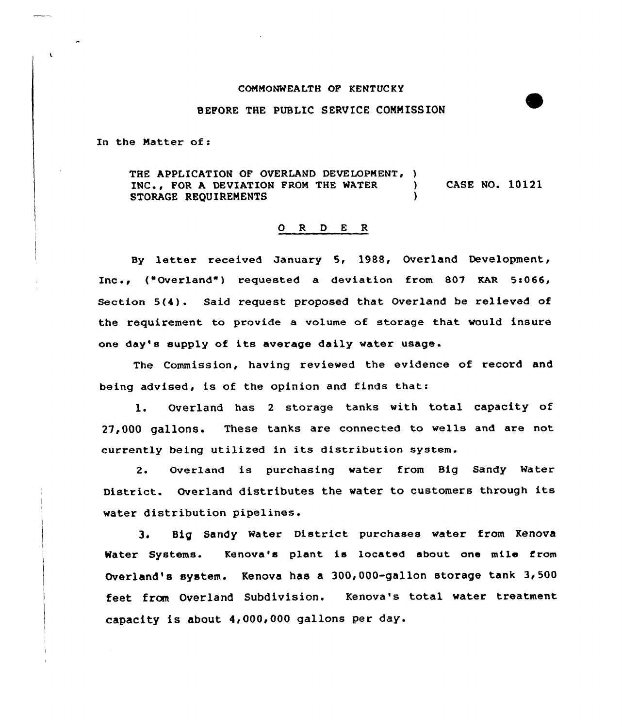COMMONWEALTH OF KENTUCKY

BEFORE THE PUBLIC SERVICE COMMISSION

In the Matter of:

THE APPLICATION OF OVERLAND DEVELOPMENT, INC., FOR A DEVIATION FROM THE WATER STORAGE REQUIREMENTS ) CASE NO. 10121

O R D E R

By letter received January 5, 1988, Overland Development, Inc., ("Overland") requested a deviation from 807 KAR 5:066, Section 5(4). Said request proposed that Overland be relieved of the requirement to provide a volume of storage that would insure one day's supply of its average daily water usage.

The Commission, having reviewed the evidence of record and being advised, is of the opinion and finds that:

1. Overland has 2 storage tanks with total capacity of 27,000 gallons. These tanks are connected to wells and are not currently being utilized in its distribution system.

2. Overland is purchasing water from Big Sandy Water District. Overland distributes the water to customers through its water distribution pipelines.

3. Big Sandy Water District purchases water from Kenova Water Systems. Kenova's plant is located about one mile from Overland's system. Kenova has a 300,000-gallon storage tank 3,500 feet from Overland Subdivision. Kenova's total water treatment capacity is about 4,000,000 gallons per day.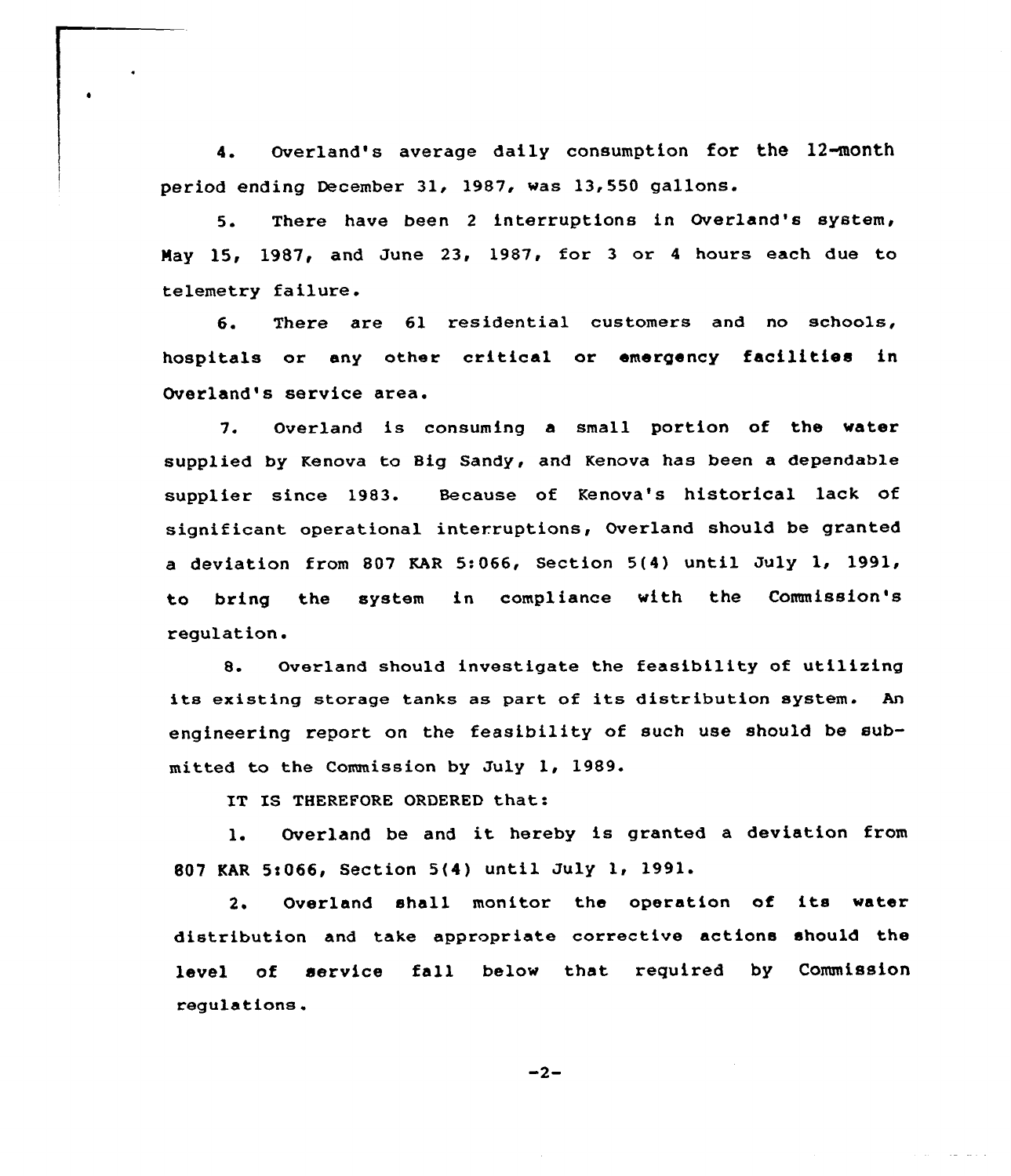4. Overland's average daily consumption for the 12-month period ending December 31, 1987, was 13,550 gallons.

5. There have been 2 interruptions in Overland's system, May 15, 1987, and June 23, 1987, for 3 or 4 hours each due to telemetry failure.

6. There are 61 residential customers and no schools, hospitals or any other critical or emergency facilities in Overland's service area.

7. Overland is consuming a small portion of the water supplied by Kenova to Big Sandy, and Kenova has been a dependable supplier since 1983. Because of Kenova's historical lack of significant operational interruptions, Overland should be granted a deviation from 807 KAR 5:066, Section 5(4) until July 1, 1991, to bring the system in compliance with the Commission's regulation.

8. Overland should investigate the feasibility of utilizing its existing storage tanks as part of its distribution system. An engineering report on the feasibility of such use should be submitted to the Commission by July 1, 1989.

IT IS THEREFORE ORDERED that:

1. Overland be and it hereby is granted a deviation from 807 KAR 5:066, Section 5(4) until July 1, 1991.

2. Overland shall monitor the operation of its water distribution and take appropriate corrective actions should the level of service fall below that required by Commission regulations.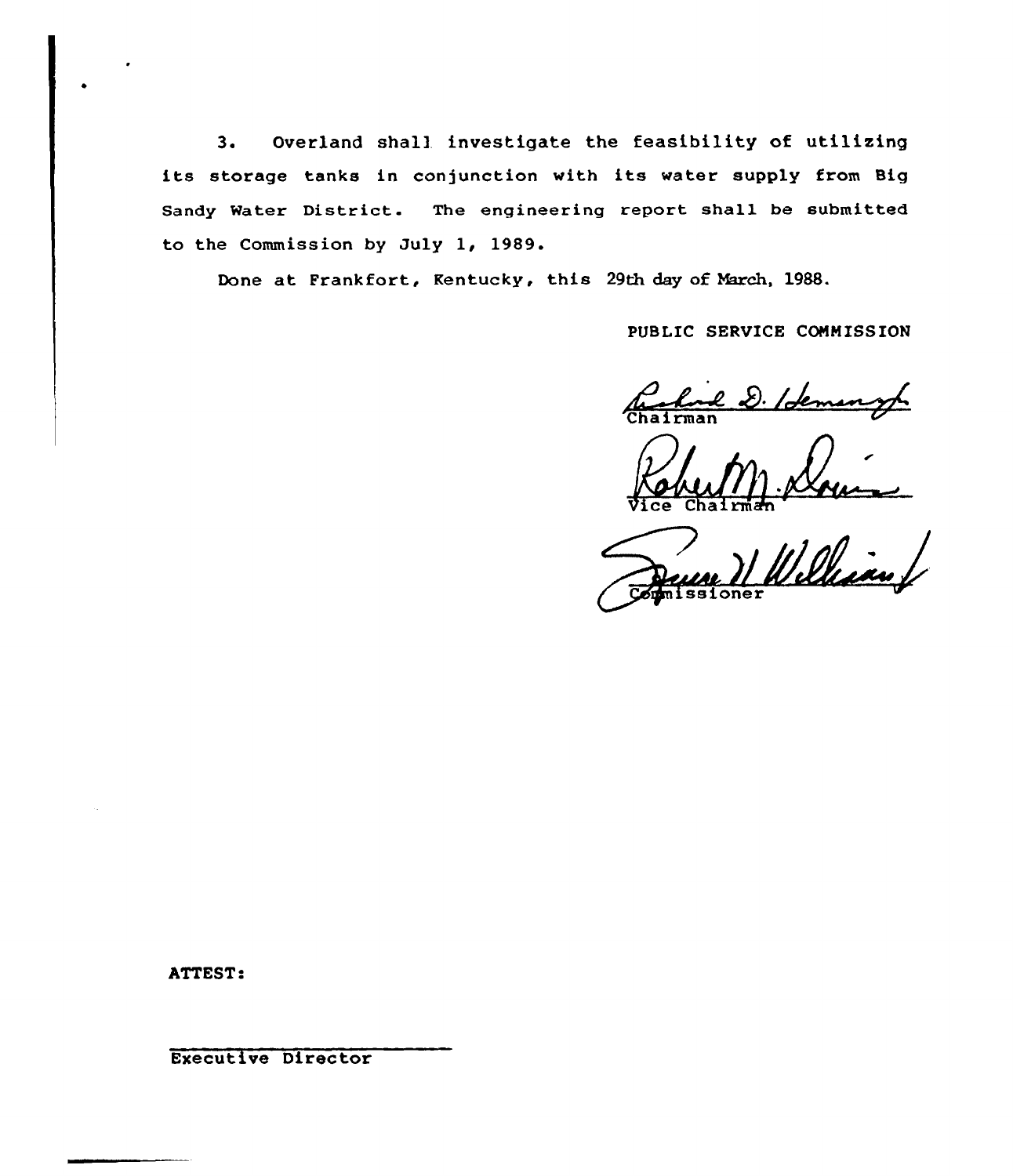3. Overland shall investigate the feasibility of utilizing its storage tanks in conjunction with its water supply from Big Sandy Water District. The engineering report shall be submitted to the Commission by July 1, 1989.

Done at Frankfort, Kentucky, this 29th day of March, 1988.

PUBLIC SERVICE COMMISSION

Chairman

Vice Chairman

Commissioner

ATTEST:

Executive Director